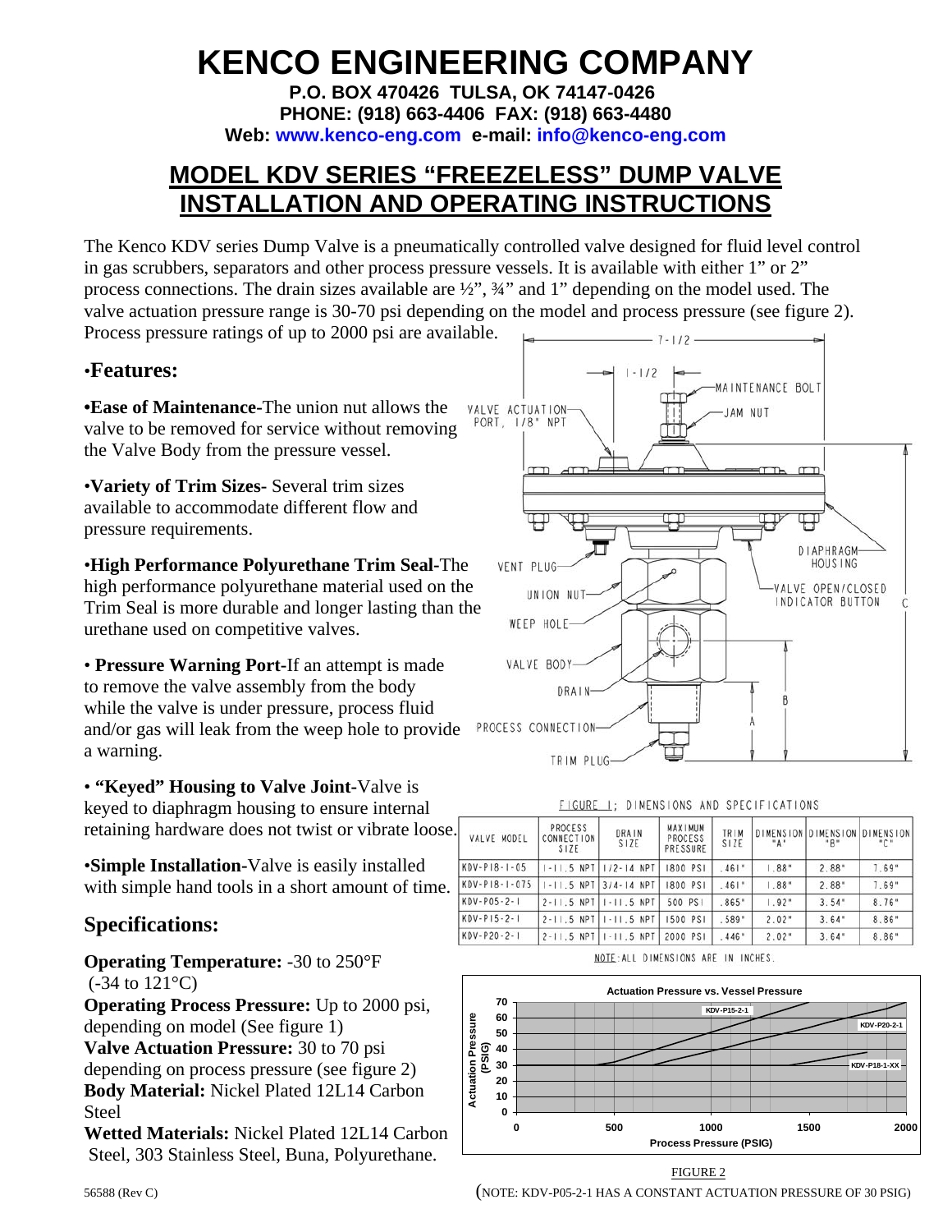# KENCO ENGINEERING COMPANY

**P.O. BOX 470426 TULSA, OK 74147-0426**
**PHONE: (918) 663-4406 FAX: (918) 663-4480**
**Web: www.kenco-eng.com e-mail: info@kenco-eng.com**

## MODEL KDV SERIES "FREEZELESS" DUMP VALVE INSTALLATION AND OPERATING INSTRUCTIONS

The Kenco KDV series Dump Valve is a pneumatically controlled valve designed for fluid level control in gas scrubbers, separators and other process pressure vessels. It is available with either 1" or 2" process connections. The drain sizes available are ½", ¾" and 1" depending on the model used. The valve actuation pressure range is 30-70 psi depending on the model and process pressure (see figure 2). Process pressure ratings of up to 2000 psi are available.

## •Features:

**•Ease of Maintenance**-The union nut allows the valve to be removed for service without removing the Valve Body from the pressure vessel.

•**Variety of Trim Sizes**- Several trim sizes available to accommodate different flow and pressure requirements.

•**High Performance Polyurethane Trim Seal**-The high performance polyurethane material used on the Trim Seal is more durable and longer lasting than the urethane used on competitive valves.

• **Pressure Warning Port**-If an attempt is made to remove the valve assembly from the body while the valve is under pressure, process fluid and/or gas will leak from the weep hole to provide a warning.

• **"Keyed" Housing to Valve Joint**-Valve is keyed to diaphragm housing to ensure internal retaining hardware does not twist or vibrate loose.

•**Simple Installation**-Valve is easily installed with simple hand tools in a short amount of time.

## Specifications:

**Operating Temperature:** -30 to 250°F (-34 to 121°C)
**Operating Process Pressure:** Up to 2000 psi, depending on model (See figure 1)
**Valve Actuation Pressure:** 30 to 70 psi depending on process pressure (see figure 2)
**Body Material:** Nickel Plated 12L14 Carbon Steel
**Wetted Materials:** Nickel Plated 12L14 Carbon Steel, 303 Stainless Steel, Buna, Polyurethane.

7-1/2 | 1-1/2 | MAINTENANCE BOLT | JAM NUT | VALVE ACTUATION PORT, 1/8" NPT | DIAPHRAGM HOUSING | VENT PLUG | VALVE OPEN/CLOSED INDICATOR BUTTON | UNION NUT | WEEP HOLE | VALVE BODY | DRAIN | PROCESS CONNECTION | TRIM PLUG | A | B | C

FIGURE 1; DIMENSIONS AND SPECIFICATIONS

| VALVE MODEL | PROCESS CONNECTION SIZE | DRAIN SIZE | MAXIMUM PROCESS PRESSURE | TRIM SIZE | DIMENSION "A" | DIMENSION "B" | DIMENSION "C" |
|---|---|---|---|---|---|---|---|
| KDV-P18-1-05 | 1-11.5 NPT | 1/2-14 NPT | 1800 PSI | .461" | 1.88" | 2.88" | 7.69" |
| KDV-P18-1-075 | 1-11.5 NPT | 3/4-14 NPT | 1800 PSI | .461" | 1.88" | 2.88" | 7.69" |
| KDV-P05-2-1 | 2-11.5 NPT | 1-11.5 NPT | 500 PSI | .865" | 1.92" | 3.54" | 8.76" |
| KDV-P15-2-1 | 2-11.5 NPT | 1-11.5 NPT | 1500 PSI | .589" | 2.02" | 3.64" | 8.86" |
| KDV-P20-2-1 | 2-11.5 NPT | 1-11.5 NPT | 2000 PSI | .446" | 2.02" | 3.64" | 8.86" |

NOTE: ALL DIMENSIONS ARE IN INCHES.

Actuation Pressure vs. Vessel Pressure

Actuation Pressure (PSIG) | Process Pressure (PSIG) | KDV-P15-2-1 | KDV-P20-2-1 | KDV-P18-1-XX

FIGURE 2

(NOTE: KDV-P05-2-1 HAS A CONSTANT ACTUATION PRESSURE OF 30 PSIG)

56588 (Rev C)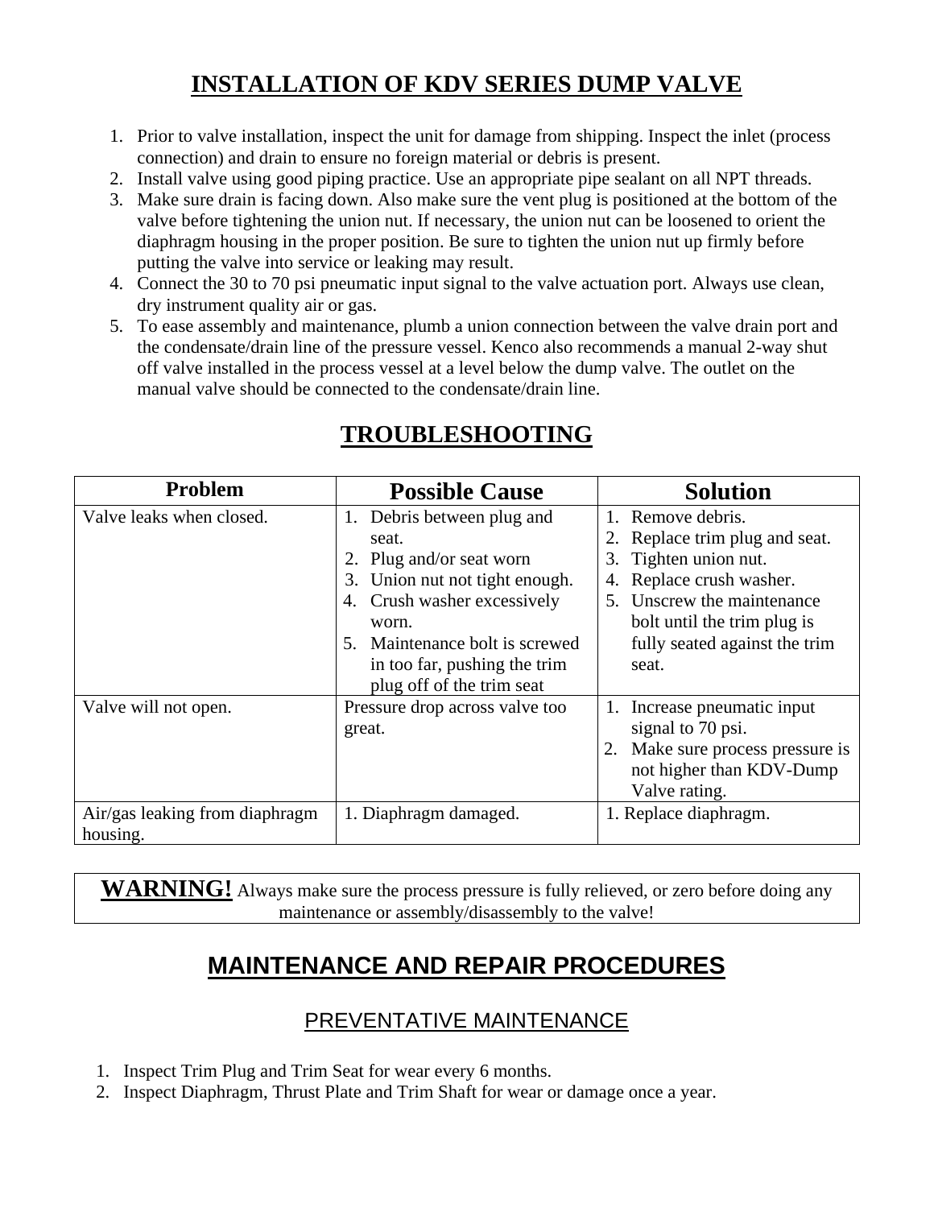# INSTALLATION OF KDV SERIES DUMP VALVE

1. Prior to valve installation, inspect the unit for damage from shipping. Inspect the inlet (process connection) and drain to ensure no foreign material or debris is present.
2. Install valve using good piping practice. Use an appropriate pipe sealant on all NPT threads.
3. Make sure drain is facing down. Also make sure the vent plug is positioned at the bottom of the valve before tightening the union nut. If necessary, the union nut can be loosened to orient the diaphragm housing in the proper position. Be sure to tighten the union nut up firmly before putting the valve into service or leaking may result.
4. Connect the 30 to 70 psi pneumatic input signal to the valve actuation port. Always use clean, dry instrument quality air or gas.
5. To ease assembly and maintenance, plumb a union connection between the valve drain port and the condensate/drain line of the pressure vessel. Kenco also recommends a manual 2-way shut off valve installed in the process vessel at a level below the dump valve. The outlet on the manual valve should be connected to the condensate/drain line.

# TROUBLESHOOTING

| Problem | Possible Cause | Solution |
|---|---|---|
| Valve leaks when closed. | 1. Debris between plug and seat.<br>2. Plug and/or seat worn<br>3. Union nut not tight enough.<br>4. Crush washer excessively worn.<br>5. Maintenance bolt is screwed in too far, pushing the trim plug off of the trim seat | 1. Remove debris.<br>2. Replace trim plug and seat.<br>3. Tighten union nut.<br>4. Replace crush washer.<br>5. Unscrew the maintenance bolt until the trim plug is fully seated against the trim seat. |
| Valve will not open. | Pressure drop across valve too great. | 1. Increase pneumatic input signal to 70 psi.<br>2. Make sure process pressure is not higher than KDV-Dump Valve rating. |
| Air/gas leaking from diaphragm housing. | 1. Diaphragm damaged. | 1. Replace diaphragm. |

**WARNING!** Always make sure the process pressure is fully relieved, or zero before doing any maintenance or assembly/disassembly to the valve!

# MAINTENANCE AND REPAIR PROCEDURES

## PREVENTATIVE MAINTENANCE

1. Inspect Trim Plug and Trim Seat for wear every 6 months.
2. Inspect Diaphragm, Thrust Plate and Trim Shaft for wear or damage once a year.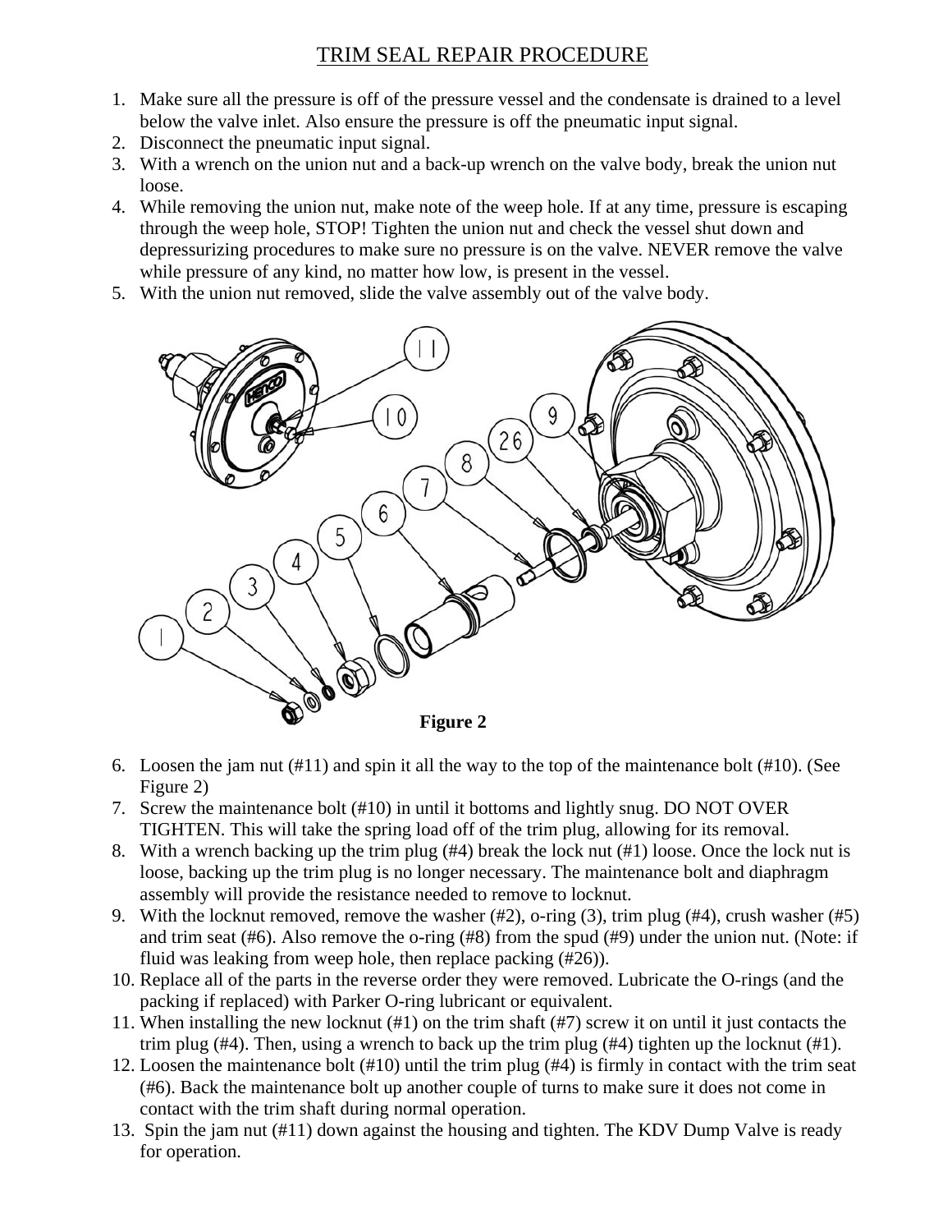# TRIM SEAL REPAIR PROCEDURE

1. Make sure all the pressure is off of the pressure vessel and the condensate is drained to a level below the valve inlet. Also ensure the pressure is off the pneumatic input signal.
2. Disconnect the pneumatic input signal.
3. With a wrench on the union nut and a back-up wrench on the valve body, break the union nut loose.
4. While removing the union nut, make note of the weep hole. If at any time, pressure is escaping through the weep hole, STOP! Tighten the union nut and check the vessel shut down and depressurizing procedures to make sure no pressure is on the valve. NEVER remove the valve while pressure of any kind, no matter how low, is present in the vessel.
5. With the union nut removed, slide the valve assembly out of the valve body.

**Figure 2**

6. Loosen the jam nut (#11) and spin it all the way to the top of the maintenance bolt (#10). (See Figure 2)
7. Screw the maintenance bolt (#10) in until it bottoms and lightly snug. DO NOT OVER TIGHTEN. This will take the spring load off of the trim plug, allowing for its removal.
8. With a wrench backing up the trim plug (#4) break the lock nut (#1) loose. Once the lock nut is loose, backing up the trim plug is no longer necessary. The maintenance bolt and diaphragm assembly will provide the resistance needed to remove to locknut.
9. With the locknut removed, remove the washer (#2), o-ring (3), trim plug (#4), crush washer (#5) and trim seat (#6). Also remove the o-ring (#8) from the spud (#9) under the union nut. (Note: if fluid was leaking from weep hole, then replace packing (#26)).
10. Replace all of the parts in the reverse order they were removed. Lubricate the O-rings (and the packing if replaced) with Parker O-ring lubricant or equivalent.
11. When installing the new locknut (#1) on the trim shaft (#7) screw it on until it just contacts the trim plug (#4). Then, using a wrench to back up the trim plug (#4) tighten up the locknut (#1).
12. Loosen the maintenance bolt (#10) until the trim plug (#4) is firmly in contact with the trim seat (#6). Back the maintenance bolt up another couple of turns to make sure it does not come in contact with the trim shaft during normal operation.
13. Spin the jam nut (#11) down against the housing and tighten. The KDV Dump Valve is ready for operation.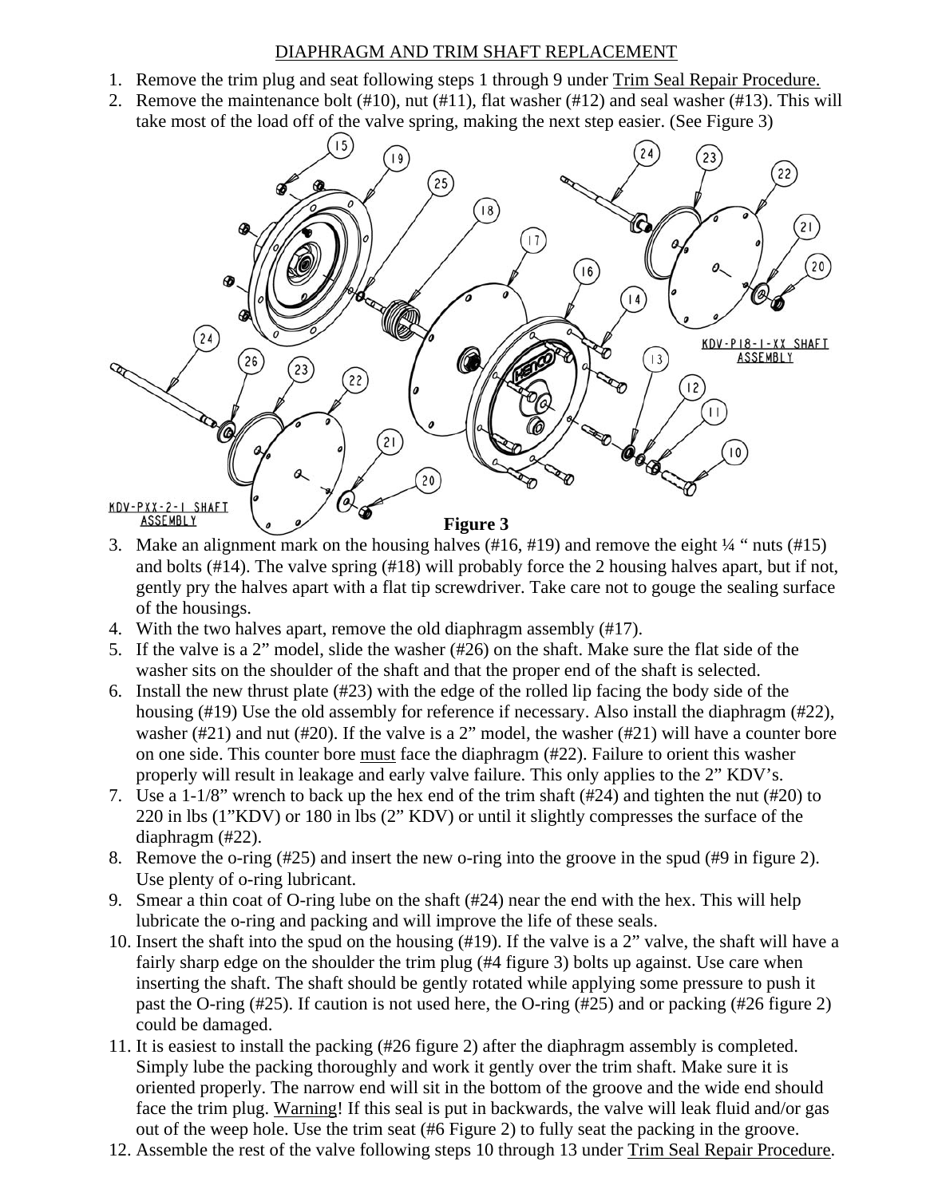## DIAPHRAGM AND TRIM SHAFT REPLACEMENT

1. Remove the trim plug and seat following steps 1 through 9 under Trim Seal Repair Procedure.
2. Remove the maintenance bolt (#10), nut (#11), flat washer (#12) and seal washer (#13). This will take most of the load off of the valve spring, making the next step easier. (See Figure 3)

KDV-P18-1-XX SHAFT ASSEMBLY

KDV-PXX-2-1 SHAFT ASSEMBLY

**Figure 3**

3. Make an alignment mark on the housing halves (#16, #19) and remove the eight ¼ " nuts (#15) and bolts (#14). The valve spring (#18) will probably force the 2 housing halves apart, but if not, gently pry the halves apart with a flat tip screwdriver. Take care not to gouge the sealing surface of the housings.
4. With the two halves apart, remove the old diaphragm assembly (#17).
5. If the valve is a 2" model, slide the washer (#26) on the shaft. Make sure the flat side of the washer sits on the shoulder of the shaft and that the proper end of the shaft is selected.
6. Install the new thrust plate (#23) with the edge of the rolled lip facing the body side of the housing (#19) Use the old assembly for reference if necessary. Also install the diaphragm (#22), washer (#21) and nut (#20). If the valve is a 2" model, the washer (#21) will have a counter bore on one side. This counter bore must face the diaphragm (#22). Failure to orient this washer properly will result in leakage and early valve failure. This only applies to the 2" KDV's.
7. Use a 1-1/8" wrench to back up the hex end of the trim shaft (#24) and tighten the nut (#20) to 220 in lbs (1"KDV) or 180 in lbs (2" KDV) or until it slightly compresses the surface of the diaphragm (#22).
8. Remove the o-ring (#25) and insert the new o-ring into the groove in the spud (#9 in figure 2). Use plenty of o-ring lubricant.
9. Smear a thin coat of O-ring lube on the shaft (#24) near the end with the hex. This will help lubricate the o-ring and packing and will improve the life of these seals.
10. Insert the shaft into the spud on the housing (#19). If the valve is a 2" valve, the shaft will have a fairly sharp edge on the shoulder the trim plug (#4 figure 3) bolts up against. Use care when inserting the shaft. The shaft should be gently rotated while applying some pressure to push it past the O-ring (#25). If caution is not used here, the O-ring (#25) and or packing (#26 figure 2) could be damaged.
11. It is easiest to install the packing (#26 figure 2) after the diaphragm assembly is completed. Simply lube the packing thoroughly and work it gently over the trim shaft. Make sure it is oriented properly. The narrow end will sit in the bottom of the groove and the wide end should face the trim plug. Warning! If this seal is put in backwards, the valve will leak fluid and/or gas out of the weep hole. Use the trim seat (#6 Figure 2) to fully seat the packing in the groove.
12. Assemble the rest of the valve following steps 10 through 13 under Trim Seal Repair Procedure.